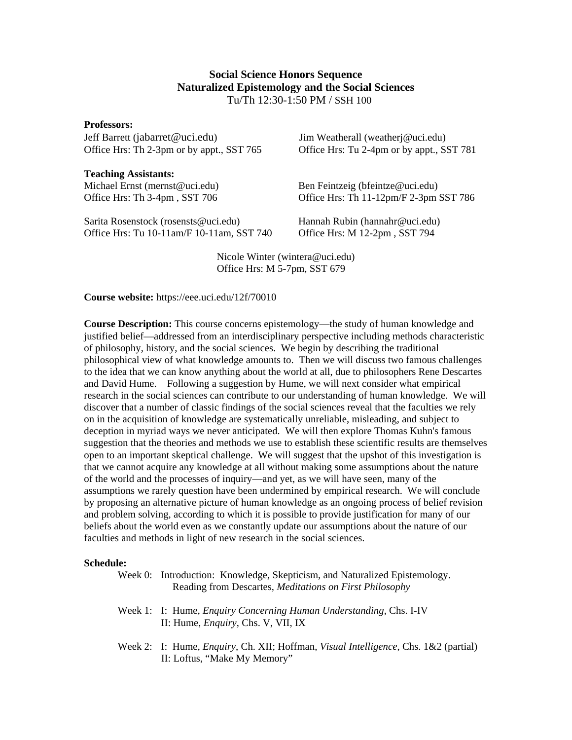**Social Science Honors Sequence**
**Naturalized Epistemology and the Social Sciences**
Tu/Th 12:30-1:50 PM / SSH 100

**Professors:**

Jeff Barrett (jabarret@uci.edu)
Office Hrs: Th 2-3pm or by appt., SST 765

Jim Weatherall (weatherj@uci.edu)
Office Hrs: Tu 2-4pm or by appt., SST 781

**Teaching Assistants:**

Michael Ernst (mernst@uci.edu)
Office Hrs: Th 3-4pm , SST 706

Ben Feintzeig (bfeintze@uci.edu)
Office Hrs: Th 11-12pm/F 2-3pm SST 786

Sarita Rosenstock (rosensts@uci.edu)
Office Hrs: Tu 10-11am/F 10-11am, SST 740

Hannah Rubin (hannahr@uci.edu)
Office Hrs: M 12-2pm , SST 794

Nicole Winter (wintera@uci.edu)
Office Hrs: M 5-7pm, SST 679

**Course website:** https://eee.uci.edu/12f/70010

**Course Description:** This course concerns epistemology—the study of human knowledge and justified belief—addressed from an interdisciplinary perspective including methods characteristic of philosophy, history, and the social sciences. We begin by describing the traditional philosophical view of what knowledge amounts to. Then we will discuss two famous challenges to the idea that we can know anything about the world at all, due to philosophers Rene Descartes and David Hume. Following a suggestion by Hume, we will next consider what empirical research in the social sciences can contribute to our understanding of human knowledge. We will discover that a number of classic findings of the social sciences reveal that the faculties we rely on in the acquisition of knowledge are systematically unreliable, misleading, and subject to deception in myriad ways we never anticipated. We will then explore Thomas Kuhn's famous suggestion that the theories and methods we use to establish these scientific results are themselves open to an important skeptical challenge. We will suggest that the upshot of this investigation is that we cannot acquire any knowledge at all without making some assumptions about the nature of the world and the processes of inquiry—and yet, as we will have seen, many of the assumptions we rarely question have been undermined by empirical research. We will conclude by proposing an alternative picture of human knowledge as an ongoing process of belief revision and problem solving, according to which it is possible to provide justification for many of our beliefs about the world even as we constantly update our assumptions about the nature of our faculties and methods in light of new research in the social sciences.

**Schedule:**

Week 0: Introduction: Knowledge, Skepticism, and Naturalized Epistemology.
Reading from Descartes, *Meditations on First Philosophy*

Week 1: I: Hume, *Enquiry Concerning Human Understanding*, Chs. I-IV
II: Hume, *Enquiry*, Chs. V, VII, IX

Week 2: I: Hume, *Enquiry*, Ch. XII; Hoffman, *Visual Intelligence*, Chs. 1&2 (partial)
II: Loftus, "Make My Memory"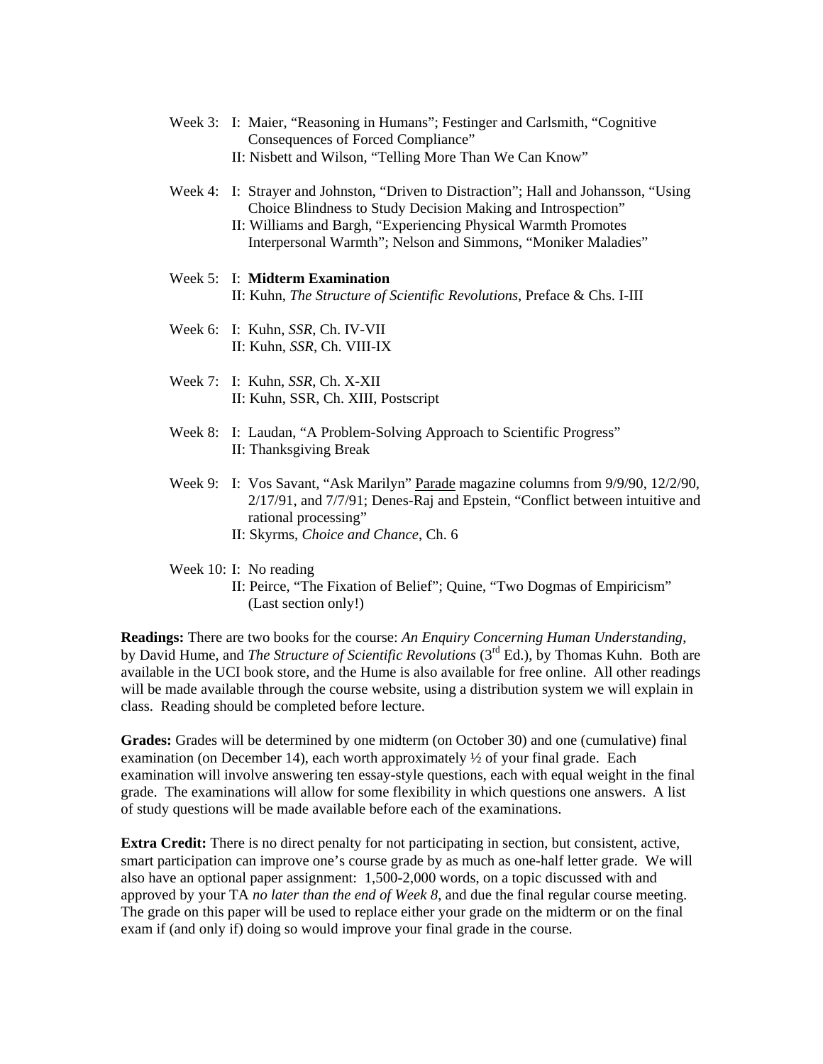Week 3: I: Maier, "Reasoning in Humans"; Festinger and Carlsmith, "Cognitive Consequences of Forced Compliance"
II: Nisbett and Wilson, "Telling More Than We Can Know"

Week 4: I: Strayer and Johnston, "Driven to Distraction"; Hall and Johansson, "Using Choice Blindness to Study Decision Making and Introspection"
II: Williams and Bargh, "Experiencing Physical Warmth Promotes Interpersonal Warmth"; Nelson and Simmons, "Moniker Maladies"

Week 5: I: **Midterm Examination**
II: Kuhn, *The Structure of Scientific Revolutions*, Preface & Chs. I-III

Week 6: I: Kuhn, *SSR*, Ch. IV-VII
II: Kuhn, *SSR*, Ch. VIII-IX

Week 7: I: Kuhn, *SSR*, Ch. X-XII
II: Kuhn, SSR, Ch. XIII, Postscript

Week 8: I: Laudan, "A Problem-Solving Approach to Scientific Progress"
II: Thanksgiving Break

Week 9: I: Vos Savant, "Ask Marilyn" Parade magazine columns from 9/9/90, 12/2/90, 2/17/91, and 7/7/91; Denes-Raj and Epstein, "Conflict between intuitive and rational processing"
II: Skyrms, *Choice and Chance*, Ch. 6

Week 10: I: No reading
II: Peirce, "The Fixation of Belief"; Quine, "Two Dogmas of Empiricism" (Last section only!)

**Readings:** There are two books for the course: *An Enquiry Concerning Human Understanding*, by David Hume, and *The Structure of Scientific Revolutions* (3rd Ed.), by Thomas Kuhn. Both are available in the UCI book store, and the Hume is also available for free online. All other readings will be made available through the course website, using a distribution system we will explain in class. Reading should be completed before lecture.

**Grades:** Grades will be determined by one midterm (on October 30) and one (cumulative) final examination (on December 14), each worth approximately ½ of your final grade. Each examination will involve answering ten essay-style questions, each with equal weight in the final grade. The examinations will allow for some flexibility in which questions one answers. A list of study questions will be made available before each of the examinations.

**Extra Credit:** There is no direct penalty for not participating in section, but consistent, active, smart participation can improve one's course grade by as much as one-half letter grade. We will also have an optional paper assignment: 1,500-2,000 words, on a topic discussed with and approved by your TA *no later than the end of Week 8*, and due the final regular course meeting. The grade on this paper will be used to replace either your grade on the midterm or on the final exam if (and only if) doing so would improve your final grade in the course.